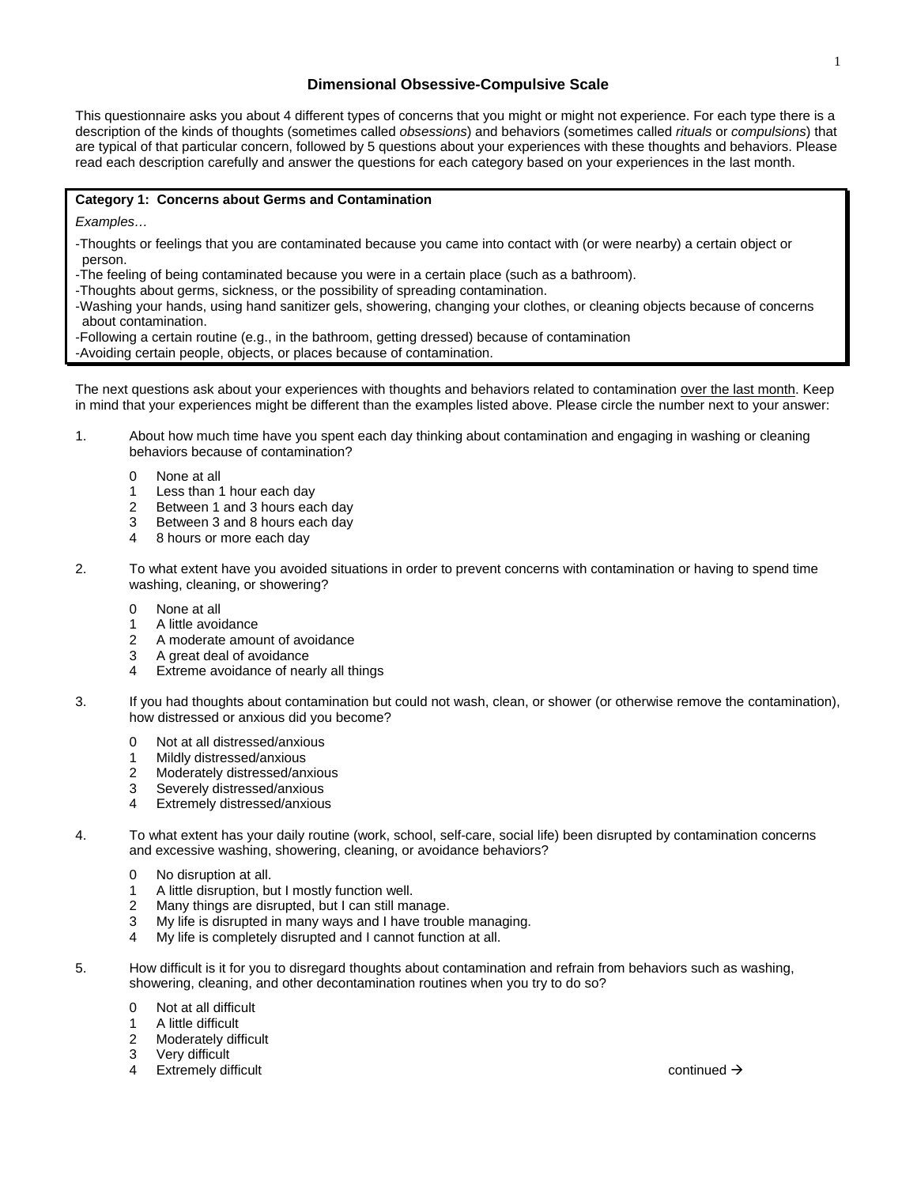# Dimensional Obsessive-Compulsive Scale

This questionnaire asks you about 4 different types of concerns that you might or might not experience. For each type there is a description of the kinds of thoughts (sometimes called *obsessions*) and behaviors (sometimes called *rituals* or *compulsions*) that are typical of that particular concern, followed by 5 questions about your experiences with these thoughts and behaviors. Please read each description carefully and answer the questions for each category based on your experiences in the last month.

**Category 1: Concerns about Germs and Contamination**

*Examples…*

- -Thoughts or feelings that you are contaminated because you came into contact with (or were nearby) a certain object or person.
- -The feeling of being contaminated because you were in a certain place (such as a bathroom).
- -Thoughts about germs, sickness, or the possibility of spreading contamination.
- -Washing your hands, using hand sanitizer gels, showering, changing your clothes, or cleaning objects because of concerns about contamination.
- -Following a certain routine (e.g., in the bathroom, getting dressed) because of contamination
- -Avoiding certain people, objects, or places because of contamination.

The next questions ask about your experiences with thoughts and behaviors related to contamination <u>over the last month</u>. Keep in mind that your experiences might be different than the examples listed above. Please circle the number next to your answer:

1. About how much time have you spent each day thinking about contamination and engaging in washing or cleaning behaviors because of contamination?

   0 None at all
   1 Less than 1 hour each day
   2 Between 1 and 3 hours each day
   3 Between 3 and 8 hours each day
   4 8 hours or more each day

2. To what extent have you avoided situations in order to prevent concerns with contamination or having to spend time washing, cleaning, or showering?

   0 None at all
   1 A little avoidance
   2 A moderate amount of avoidance
   3 A great deal of avoidance
   4 Extreme avoidance of nearly all things

3. If you had thoughts about contamination but could not wash, clean, or shower (or otherwise remove the contamination), how distressed or anxious did you become?

   0 Not at all distressed/anxious
   1 Mildly distressed/anxious
   2 Moderately distressed/anxious
   3 Severely distressed/anxious
   4 Extremely distressed/anxious

4. To what extent has your daily routine (work, school, self-care, social life) been disrupted by contamination concerns and excessive washing, showering, cleaning, or avoidance behaviors?

   0 No disruption at all.
   1 A little disruption, but I mostly function well.
   2 Many things are disrupted, but I can still manage.
   3 My life is disrupted in many ways and I have trouble managing.
   4 My life is completely disrupted and I cannot function at all.

5. How difficult is it for you to disregard thoughts about contamination and refrain from behaviors such as washing, showering, cleaning, and other decontamination routines when you try to do so?

   0 Not at all difficult
   1 A little difficult
   2 Moderately difficult
   3 Very difficult
   4 Extremely difficult

continued →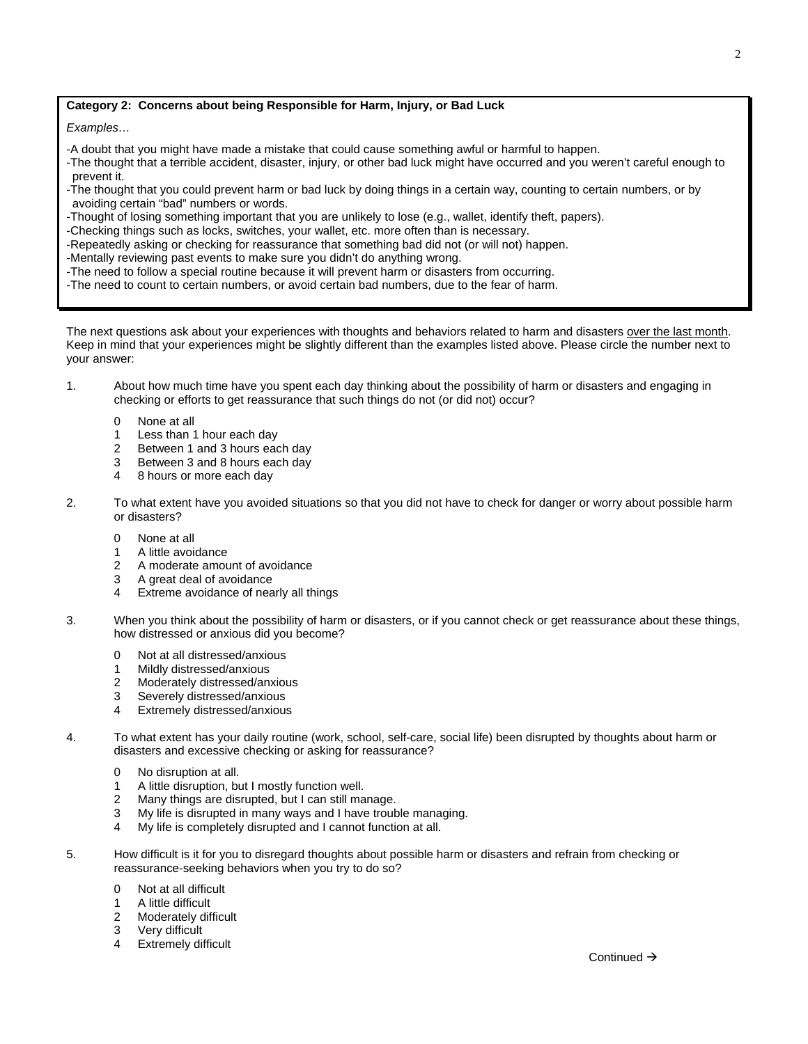**Category 2: Concerns about being Responsible for Harm, Injury, or Bad Luck**

*Examples…*

-A doubt that you might have made a mistake that could cause something awful or harmful to happen.
-The thought that a terrible accident, disaster, injury, or other bad luck might have occurred and you weren't careful enough to prevent it.
-The thought that you could prevent harm or bad luck by doing things in a certain way, counting to certain numbers, or by avoiding certain "bad" numbers or words.
-Thought of losing something important that you are unlikely to lose (e.g., wallet, identify theft, papers).
-Checking things such as locks, switches, your wallet, etc. more often than is necessary.
-Repeatedly asking or checking for reassurance that something bad did not (or will not) happen.
-Mentally reviewing past events to make sure you didn't do anything wrong.
-The need to follow a special routine because it will prevent harm or disasters from occurring.
-The need to count to certain numbers, or avoid certain bad numbers, due to the fear of harm.

The next questions ask about your experiences with thoughts and behaviors related to harm and disasters <u>over the last month</u>. Keep in mind that your experiences might be slightly different than the examples listed above. Please circle the number next to your answer:

1. About how much time have you spent each day thinking about the possibility of harm or disasters and engaging in checking or efforts to get reassurance that such things do not (or did not) occur?

   0 None at all
   1 Less than 1 hour each day
   2 Between 1 and 3 hours each day
   3 Between 3 and 8 hours each day
   4 8 hours or more each day

2. To what extent have you avoided situations so that you did not have to check for danger or worry about possible harm or disasters?

   0 None at all
   1 A little avoidance
   2 A moderate amount of avoidance
   3 A great deal of avoidance
   4 Extreme avoidance of nearly all things

3. When you think about the possibility of harm or disasters, or if you cannot check or get reassurance about these things, how distressed or anxious did you become?

   0 Not at all distressed/anxious
   1 Mildly distressed/anxious
   2 Moderately distressed/anxious
   3 Severely distressed/anxious
   4 Extremely distressed/anxious

4. To what extent has your daily routine (work, school, self-care, social life) been disrupted by thoughts about harm or disasters and excessive checking or asking for reassurance?

   0 No disruption at all.
   1 A little disruption, but I mostly function well.
   2 Many things are disrupted, but I can still manage.
   3 My life is disrupted in many ways and I have trouble managing.
   4 My life is completely disrupted and I cannot function at all.

5. How difficult is it for you to disregard thoughts about possible harm or disasters and refrain from checking or reassurance-seeking behaviors when you try to do so?

   0 Not at all difficult
   1 A little difficult
   2 Moderately difficult
   3 Very difficult
   4 Extremely difficult

Continued →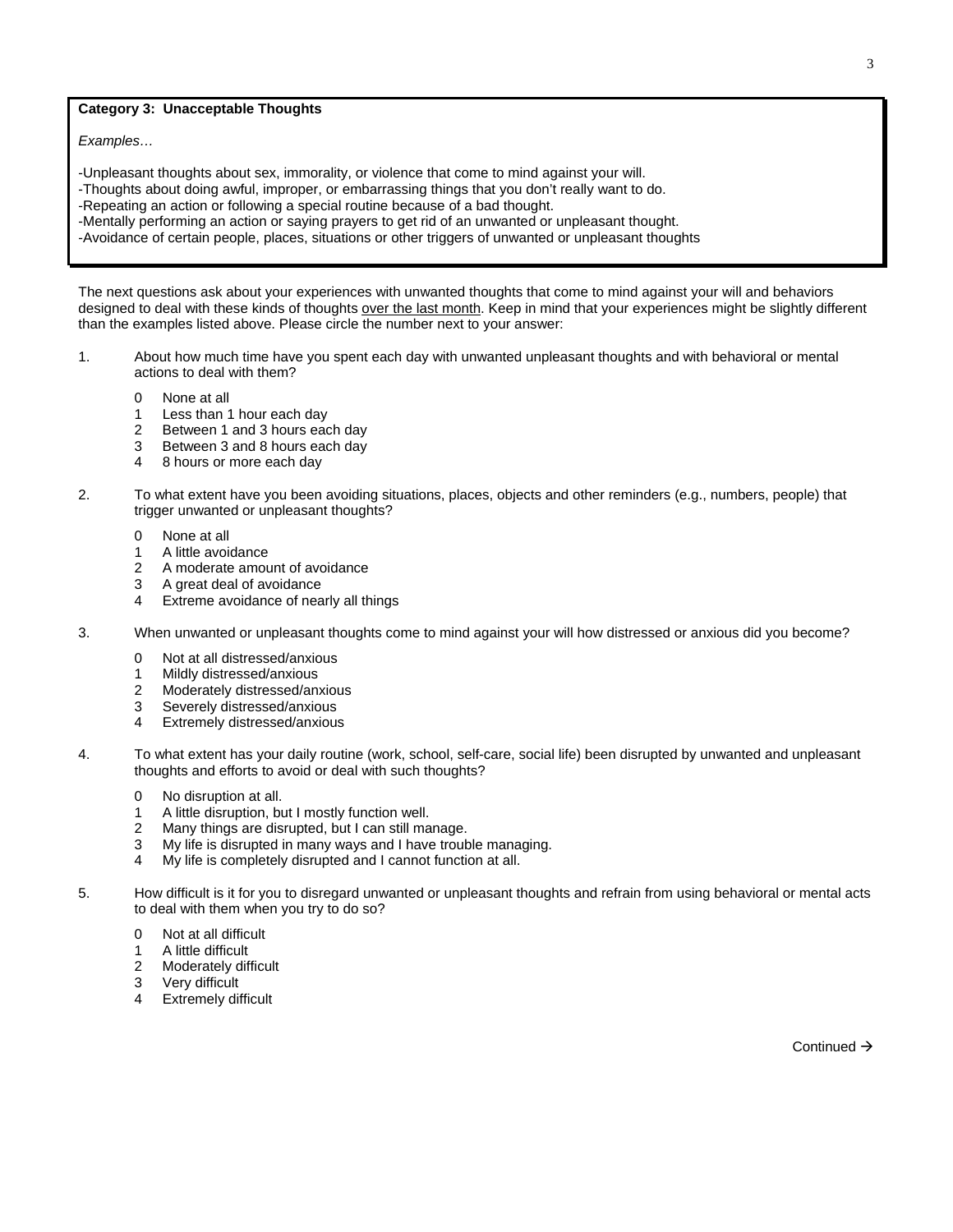**Category 3: Unacceptable Thoughts**

*Examples…*

-Unpleasant thoughts about sex, immorality, or violence that come to mind against your will.
-Thoughts about doing awful, improper, or embarrassing things that you don't really want to do.
-Repeating an action or following a special routine because of a bad thought.
-Mentally performing an action or saying prayers to get rid of an unwanted or unpleasant thought.
-Avoidance of certain people, places, situations or other triggers of unwanted or unpleasant thoughts

The next questions ask about your experiences with unwanted thoughts that come to mind against your will and behaviors designed to deal with these kinds of thoughts <u>over the last month</u>. Keep in mind that your experiences might be slightly different than the examples listed above. Please circle the number next to your answer:

1. About how much time have you spent each day with unwanted unpleasant thoughts and with behavioral or mental actions to deal with them?

   0 None at all
   1 Less than 1 hour each day
   2 Between 1 and 3 hours each day
   3 Between 3 and 8 hours each day
   4 8 hours or more each day

2. To what extent have you been avoiding situations, places, objects and other reminders (e.g., numbers, people) that trigger unwanted or unpleasant thoughts?

   0 None at all
   1 A little avoidance
   2 A moderate amount of avoidance
   3 A great deal of avoidance
   4 Extreme avoidance of nearly all things

3. When unwanted or unpleasant thoughts come to mind against your will how distressed or anxious did you become?

   0 Not at all distressed/anxious
   1 Mildly distressed/anxious
   2 Moderately distressed/anxious
   3 Severely distressed/anxious
   4 Extremely distressed/anxious

4. To what extent has your daily routine (work, school, self-care, social life) been disrupted by unwanted and unpleasant thoughts and efforts to avoid or deal with such thoughts?

   0 No disruption at all.
   1 A little disruption, but I mostly function well.
   2 Many things are disrupted, but I can still manage.
   3 My life is disrupted in many ways and I have trouble managing.
   4 My life is completely disrupted and I cannot function at all.

5. How difficult is it for you to disregard unwanted or unpleasant thoughts and refrain from using behavioral or mental acts to deal with them when you try to do so?

   0 Not at all difficult
   1 A little difficult
   2 Moderately difficult
   3 Very difficult
   4 Extremely difficult

Continued →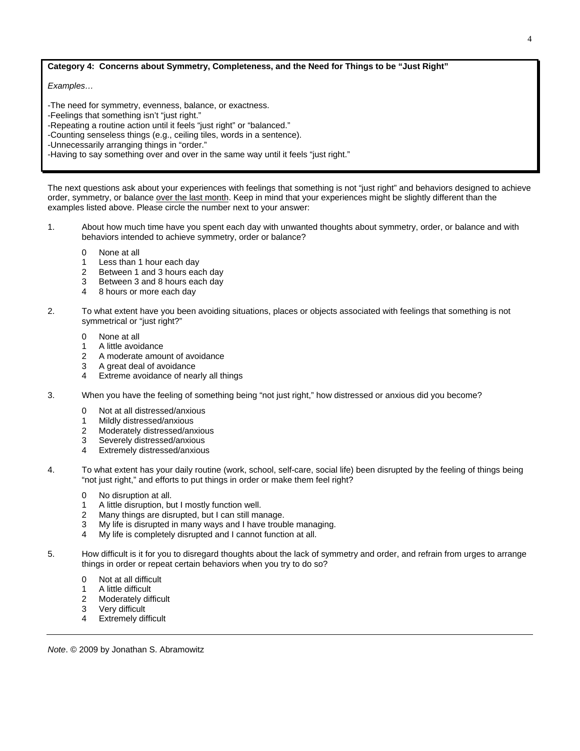**Category 4: Concerns about Symmetry, Completeness, and the Need for Things to be "Just Right"**

*Examples…*

-The need for symmetry, evenness, balance, or exactness.
-Feelings that something isn't "just right."
-Repeating a routine action until it feels "just right" or "balanced."
-Counting senseless things (e.g., ceiling tiles, words in a sentence).
-Unnecessarily arranging things in "order."
-Having to say something over and over in the same way until it feels "just right."

The next questions ask about your experiences with feelings that something is not "just right" and behaviors designed to achieve order, symmetry, or balance <u>over the last month</u>. Keep in mind that your experiences might be slightly different than the examples listed above. Please circle the number next to your answer:

1. About how much time have you spent each day with unwanted thoughts about symmetry, order, or balance and with behaviors intended to achieve symmetry, order or balance?

   0 None at all
   1 Less than 1 hour each day
   2 Between 1 and 3 hours each day
   3 Between 3 and 8 hours each day
   4 8 hours or more each day

2. To what extent have you been avoiding situations, places or objects associated with feelings that something is not symmetrical or "just right?"

   0 None at all
   1 A little avoidance
   2 A moderate amount of avoidance
   3 A great deal of avoidance
   4 Extreme avoidance of nearly all things

3. When you have the feeling of something being "not just right," how distressed or anxious did you become?

   0 Not at all distressed/anxious
   1 Mildly distressed/anxious
   2 Moderately distressed/anxious
   3 Severely distressed/anxious
   4 Extremely distressed/anxious

4. To what extent has your daily routine (work, school, self-care, social life) been disrupted by the feeling of things being "not just right," and efforts to put things in order or make them feel right?

   0 No disruption at all.
   1 A little disruption, but I mostly function well.
   2 Many things are disrupted, but I can still manage.
   3 My life is disrupted in many ways and I have trouble managing.
   4 My life is completely disrupted and I cannot function at all.

5. How difficult is it for you to disregard thoughts about the lack of symmetry and order, and refrain from urges to arrange things in order or repeat certain behaviors when you try to do so?

   0 Not at all difficult
   1 A little difficult
   2 Moderately difficult
   3 Very difficult
   4 Extremely difficult

---

*Note*. © 2009 by Jonathan S. Abramowitz